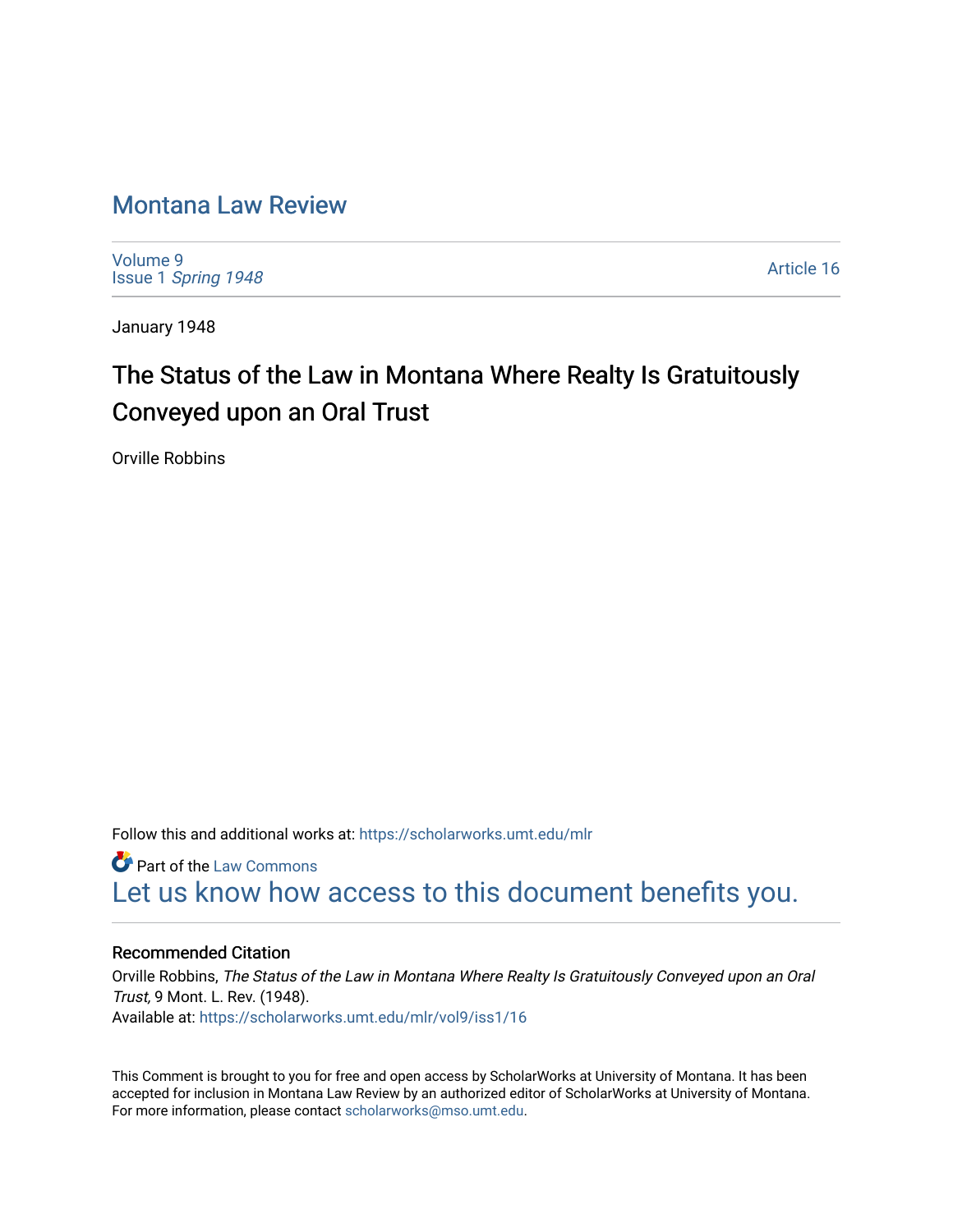# Montana Law Review

Volume 9
Issue 1 *Spring 1948*

Article 16

January 1948

## The Status of the Law in Montana Where Realty Is Gratuitously Conveyed upon an Oral Trust

Orville Robbins

Follow this and additional works at: https://scholarworks.umt.edu/mlr

Part of the Law Commons

Let us know how access to this document benefits you.

### Recommended Citation

Orville Robbins, *The Status of the Law in Montana Where Realty Is Gratuitously Conveyed upon an Oral Trust,* 9 Mont. L. Rev. (1948).
Available at: https://scholarworks.umt.edu/mlr/vol9/iss1/16

This Comment is brought to you for free and open access by ScholarWorks at University of Montana. It has been accepted for inclusion in Montana Law Review by an authorized editor of ScholarWorks at University of Montana. For more information, please contact scholarworks@mso.umt.edu.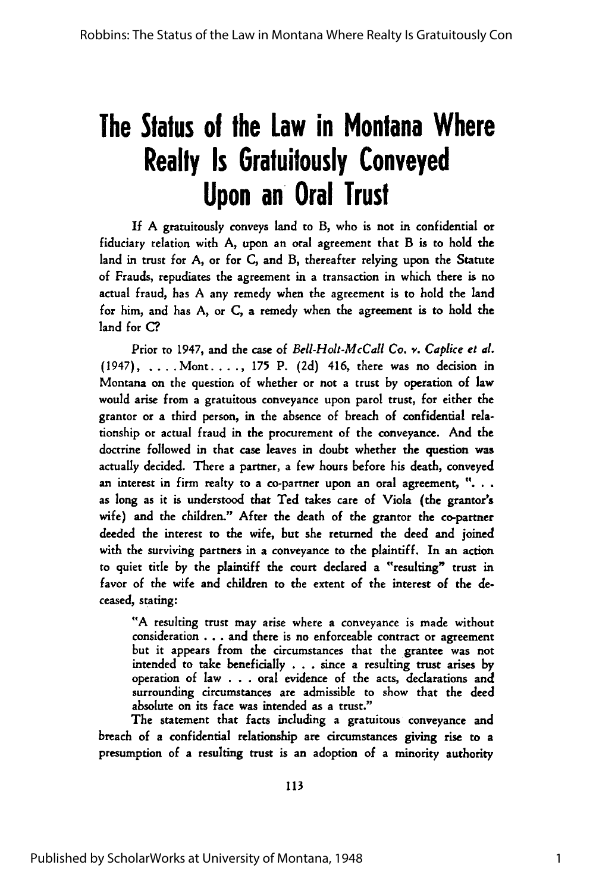# The Status of the Law in Montana Where Realty Is Gratuitously Conveyed Upon an Oral Trust

If A gratuitously conveys land to B, who is not in confidential or fiduciary relation with A, upon an oral agreement that B is to hold the land in trust for A, or for C, and B, thereafter relying upon the Statute of Frauds, repudiates the agreement in a transaction in which there is no actual fraud, has A any remedy when the agreement is to hold the land for him, and has A, or C, a remedy when the agreement is to hold the land for C?

Prior to 1947, and the case of *Bell-Holt-McCall Co. v. Caplice et al.* (1947), . . . . Mont. . . . , 175 P. (2d) 416, there was no decision in Montana on the question of whether or not a trust by operation of law would arise from a gratuitous conveyance upon parol trust, for either the grantor or a third person, in the absence of breach of confidential relationship or actual fraud in the procurement of the conveyance. And the doctrine followed in that case leaves in doubt whether the question was actually decided. There a partner, a few hours before his death, conveyed an interest in firm realty to a co-partner upon an oral agreement, ". . . as long as it is understood that Ted takes care of Viola (the grantor's wife) and the children." After the death of the grantor the co-partner deeded the interest to the wife, but she returned the deed and joined with the surviving partners in a conveyance to the plaintiff. In an action to quiet title by the plaintiff the court declared a "resulting" trust in favor of the wife and children to the extent of the interest of the deceased, stating:

> "A resulting trust may arise where a conveyance is made without consideration . . . and there is no enforceable contract or agreement but it appears from the circumstances that the grantee was not intended to take beneficially . . . since a resulting trust arises by operation of law . . . oral evidence of the acts, declarations and surrounding circumstances are admissible to show that the deed absolute on its face was intended as a trust."

The statement that facts including a gratuitous conveyance and breach of a confidential relationship are circumstances giving rise to a presumption of a resulting trust is an adoption of a minority authority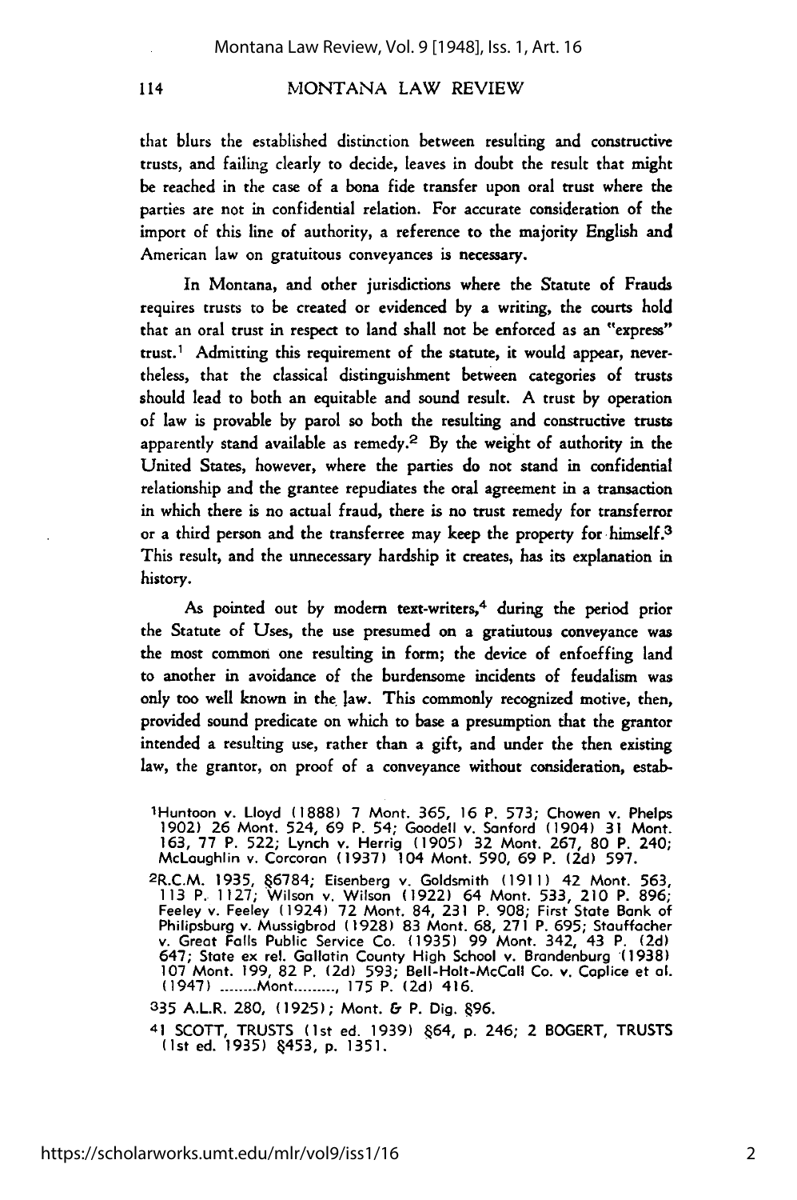that blurs the established distinction between resulting and constructive trusts, and failing clearly to decide, leaves in doubt the result that might be reached in the case of a bona fide transfer upon oral trust where the parties are not in confidential relation. For accurate consideration of the import of this line of authority, a reference to the majority English and American law on gratuitous conveyances is necessary.

In Montana, and other jurisdictions where the Statute of Frauds requires trusts to be created or evidenced by a writing, the courts hold that an oral trust in respect to land shall not be enforced as an "express" trust.[1] Admitting this requirement of the statute, it would appear, nevertheless, that the classical distinguishment between categories of trusts should lead to both an equitable and sound result. A trust by operation of law is provable by parol so both the resulting and constructive trusts apparently stand available as remedy.[2] By the weight of authority in the United States, however, where the parties do not stand in confidential relationship and the grantee repudiates the oral agreement in a transaction in which there is no actual fraud, there is no trust remedy for transferror or a third person and the transferee may keep the property for himself.[3] This result, and the unnecessary hardship it creates, has its explanation in history.

As pointed out by modern text-writers,[4] during the period prior the Statute of Uses, the use presumed on a gratuitous conveyance was the most common one resulting in form; the device of enfeoffing land to another in avoidance of the burdensome incidents of feudalism was only too well known in the law. This commonly recognized motive, then, provided sound predicate on which to base a presumption that the grantor intended a resulting use, rather than a gift, and under the then existing law, the grantor, on proof of a conveyance without consideration, estab-

[1]Huntoon v. Lloyd (1888) 7 Mont. 365, 16 P. 573; Chowen v. Phelps 1902) 26 Mont. 524, 69 P. 54; Goodell v. Sanford (1904) 31 Mont. 163, 77 P. 522; Lynch v. Herrig (1905) 32 Mont. 267, 80 P. 240; McLaughlin v. Corcoran (1937) 104 Mont. 590, 69 P. (2d) 597.

[2]R.C.M. 1935, §6784; Eisenberg v. Goldsmith (1911) 42 Mont. 563, 113 P. 1127; Wilson v. Wilson (1922) 64 Mont. 533, 210 P. 896; Feeley v. Feeley (1924) 72 Mont. 84, 231 P. 908; First State Bank of Philipsburg v. Mussigbrod (1928) 83 Mont. 68, 271 P. 695; Stauffacher v. Great Falls Public Service Co. (1935) 99 Mont. 342, 43 P. (2d) 647; State ex rel. Gallatin County High School v. Brandenburg (1938) 107 Mont. 199, 82 P. (2d) 593; Bell-Holt-McCall Co. v. Caplice et al. (1947) ........Mont........, 175 P. (2d) 416.

[3]35 A.L.R. 280, (1925); Mont. & P. Dig. §96.

[4]1 SCOTT, TRUSTS (1st ed. 1939) §64, p. 246; 2 BOGERT, TRUSTS (1st ed. 1935) §453, p. 1351.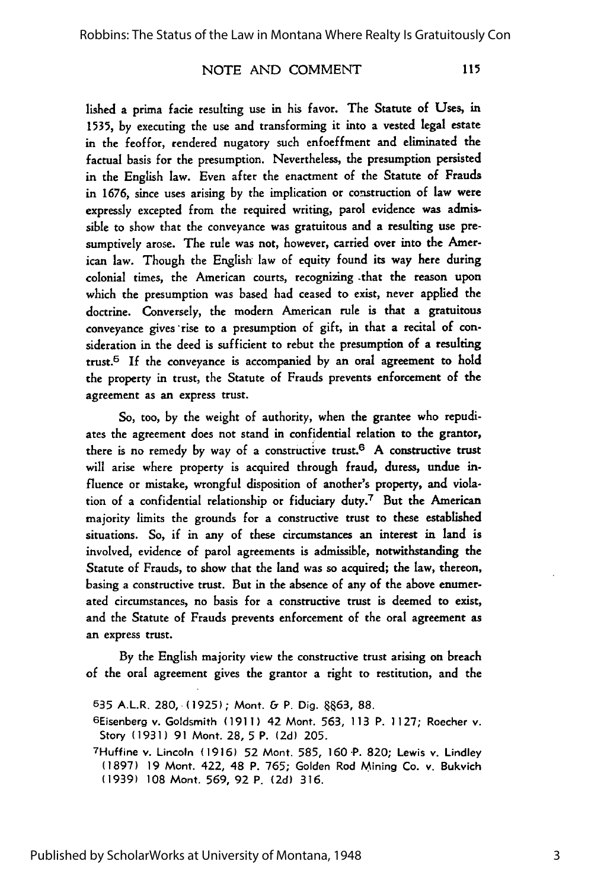lished a prima facie resulting use in his favor. The Statute of Uses, in 1535, by executing the use and transforming it into a vested legal estate in the feoffor, rendered nugatory such enfoeffment and eliminated the factual basis for the presumption. Nevertheless, the presumption persisted in the English law. Even after the enactment of the Statute of Frauds in 1676, since uses arising by the implication or construction of law were expressly excepted from the required writing, parol evidence was admissible to show that the conveyance was gratuitous and a resulting use presumptively arose. The rule was not, however, carried over into the American law. Though the English law of equity found its way here during colonial times, the American courts, recognizing that the reason upon which the presumption was based had ceased to exist, never applied the doctrine. Conversely, the modern American rule is that a gratuitous conveyance gives rise to a presumption of gift, in that a recital of consideration in the deed is sufficient to rebut the presumption of a resulting trust.[5] If the conveyance is accompanied by an oral agreement to hold the property in trust, the Statute of Frauds prevents enforcement of the agreement as an express trust.

So, too, by the weight of authority, when the grantee who repudiates the agreement does not stand in confidential relation to the grantor, there is no remedy by way of a constructive trust.[6] A constructive trust will arise where property is acquired through fraud, duress, undue influence or mistake, wrongful disposition of another's property, and violation of a confidential relationship or fiduciary duty.[7] But the American majority limits the grounds for a constructive trust to these established situations. So, if in any of these circumstances an interest in land is involved, evidence of parol agreements is admissible, notwithstanding the Statute of Frauds, to show that the land was so acquired; the law, thereon, basing a constructive trust. But in the absence of any of the above enumerated circumstances, no basis for a constructive trust is deemed to exist, and the Statute of Frauds prevents enforcement of the oral agreement as an express trust.

By the English majority view the constructive trust arising on breach of the oral agreement gives the grantor a right to restitution, and the

---

[5] 35 A.L.R. 280, (1925); Mont. & P. Dig. §§63, 88.

[6] Eisenberg v. Goldsmith (1911) 42 Mont. 563, 113 P. 1127; Roecher v. Story (1931) 91 Mont. 28, 5 P. (2d) 205.

[7] Huffine v. Lincoln (1916) 52 Mont. 585, 160 P. 820; Lewis v. Lindley (1897) 19 Mont. 422, 48 P. 765; Golden Rod Mining Co. v. Bukvich (1939) 108 Mont. 569, 92 P. (2d) 316.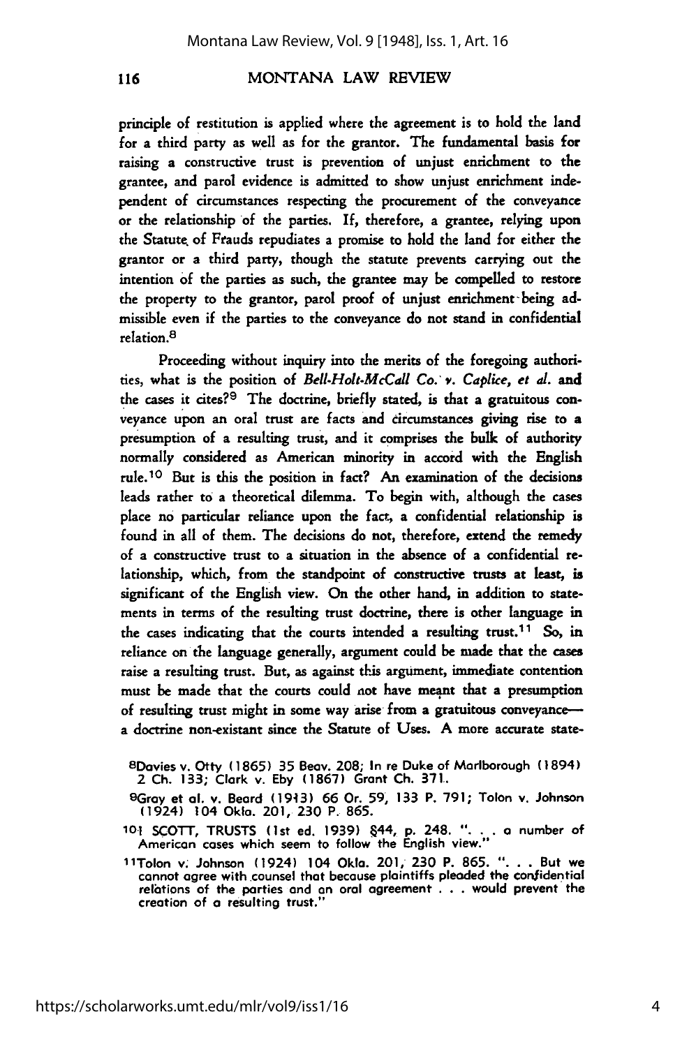principle of restitution is applied where the agreement is to hold the land for a third party as well as for the grantor. The fundamental basis for raising a constructive trust is prevention of unjust enrichment to the grantee, and parol evidence is admitted to show unjust enrichment independent of circumstances respecting the procurement of the conveyance or the relationship of the parties. If, therefore, a grantee, relying upon the Statute of Frauds repudiates a promise to hold the land for either the grantor or a third party, though the statute prevents carrying out the intention of the parties as such, the grantee may be compelled to restore the property to the grantor, parol proof of unjust enrichment being admissible even if the parties to the conveyance do not stand in confidential relation.[8]

Proceeding without inquiry into the merits of the foregoing authorities, what is the position of *Bell-Holt-McCall Co. v. Caplice, et al.* and the cases it cites?[9] The doctrine, briefly stated, is that a gratuitous conveyance upon an oral trust are facts and circumstances giving rise to a presumption of a resulting trust, and it comprises the bulk of authority normally considered as American minority in accord with the English rule.[10] But is this the position in fact? An examination of the decisions leads rather to a theoretical dilemma. To begin with, although the cases place no particular reliance upon the fact, a confidential relationship is found in all of them. The decisions do not, therefore, extend the remedy of a constructive trust to a situation in the absence of a confidential relationship, which, from the standpoint of constructive trusts at least, is significant of the English view. On the other hand, in addition to statements in terms of the resulting trust doctrine, there is other language in the cases indicating that the courts intended a resulting trust.[11] So, in reliance on the language generally, argument could be made that the cases raise a resulting trust. But, as against this argument, immediate contention must be made that the courts could not have meant that a presumption of resulting trust might in some way arise from a gratuitous conveyance—a doctrine non-existant since the Statute of Uses. A more accurate state-

[8]Davies v. Otty (1865) 35 Beav. 208; In re Duke of Marlborough (1894) 2 Ch. 133; Clark v. Eby (1867) Grant Ch. 371.

[9]Gray et al. v. Beard (1913) 66 Or. 59, 133 P. 791; Tolon v. Johnson (1924) 104 Okla. 201, 230 P. 865.

[10]1 SCOTT, TRUSTS (1st ed. 1939) §44, p. 248. ". . . a number of American cases which seem to follow the English view."

[11]Tolon v. Johnson (1924) 104 Okla. 201, 230 P. 865. ". . . But we cannot agree with counsel that because plaintiffs pleaded the confidential relations of the parties and an oral agreement . . . would prevent the creation of a resulting trust."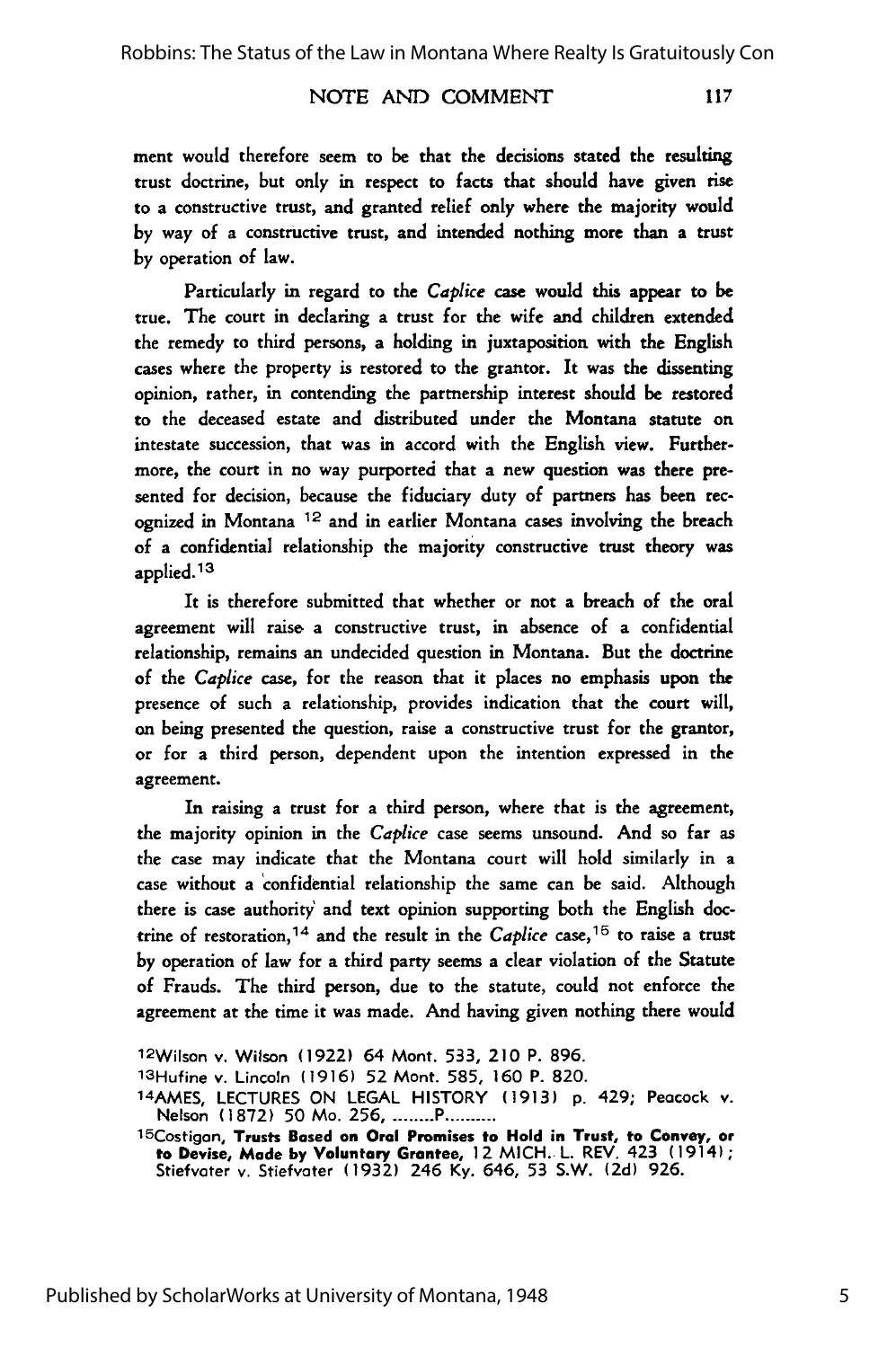ment would therefore seem to be that the decisions stated the resulting trust doctrine, but only in respect to facts that should have given rise to a constructive trust, and granted relief only where the majority would by way of a constructive trust, and intended nothing more than a trust by operation of law.

Particularly in regard to the *Caplice* case would this appear to be true. The court in declaring a trust for the wife and children extended the remedy to third persons, a holding in juxtaposition with the English cases where the property is restored to the grantor. It was the dissenting opinion, rather, in contending the partnership interest should be restored to the deceased estate and distributed under the Montana statute on intestate succession, that was in accord with the English view. Furthermore, the court in no way purported that a new question was there presented for decision, because the fiduciary duty of partners has been recognized in Montana [12] and in earlier Montana cases involving the breach of a confidential relationship the majority constructive trust theory was applied.[13]

It is therefore submitted that whether or not a breach of the oral agreement will raise a constructive trust, in absence of a confidential relationship, remains an undecided question in Montana. But the doctrine of the *Caplice* case, for the reason that it places no emphasis upon the presence of such a relationship, provides indication that the court will, on being presented the question, raise a constructive trust for the grantor, or for a third person, dependent upon the intention expressed in the agreement.

In raising a trust for a third person, where that is the agreement, the majority opinion in the *Caplice* case seems unsound. And so far as the case may indicate that the Montana court will hold similarly in a case without a confidential relationship the same can be said. Although there is case authority and text opinion supporting both the English doctrine of restoration,[14] and the result in the *Caplice* case,[15] to raise a trust by operation of law for a third party seems a clear violation of the Statute of Frauds. The third person, due to the statute, could not enforce the agreement at the time it was made. And having given nothing there would

[12] Wilson v. Wilson (1922) 64 Mont. 533, 210 P. 896.

[13] Hufine v. Lincoln (1916) 52 Mont. 585, 160 P. 820.

[14] AMES, LECTURES ON LEGAL HISTORY (1913) p. 429; Peacock v. Nelson (1872) 50 Mo. 256, ........P..........

[15] Costigan, **Trusts Based on Oral Promises to Hold in Trust, to Convey, or to Devise, Made by Voluntary Grantee,** 12 MICH. L. REV. 423 (1914); Stiefvater v. Stiefvater (1932) 246 Ky. 646, 53 S.W. (2d) 926.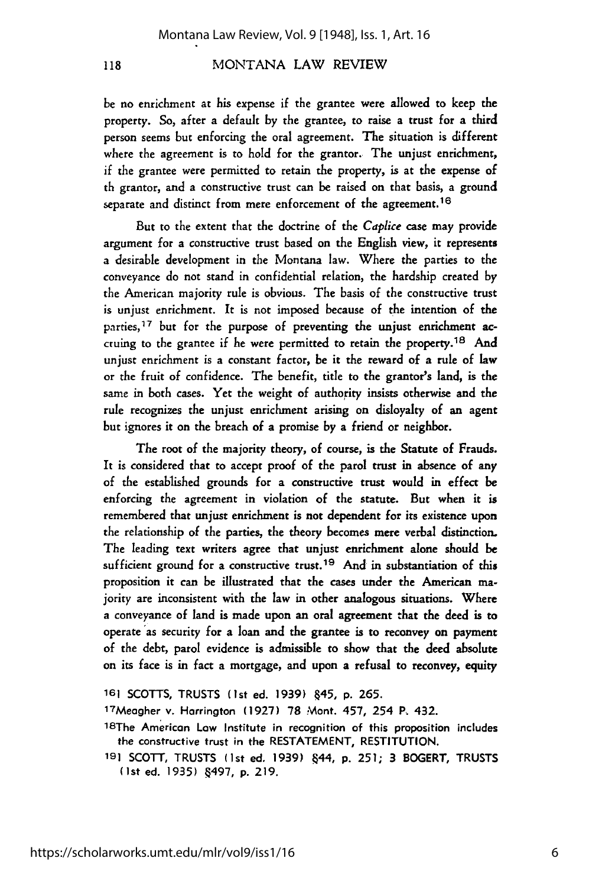be no enrichment at his expense if the grantee were allowed to keep the property. So, after a default by the grantee, to raise a trust for a third person seems but enforcing the oral agreement. The situation is different where the agreement is to hold for the grantor. The unjust enrichment, if the grantee were permitted to retain the property, is at the expense of th grantor, and a constructive trust can be raised on that basis, a ground separate and distinct from mere enforcement of the agreement.[16]

But to the extent that the doctrine of the *Caplice* case may provide argument for a constructive trust based on the English view, it represents a desirable development in the Montana law. Where the parties to the conveyance do not stand in confidential relation, the hardship created by the American majority rule is obvious. The basis of the constructive trust is unjust enrichment. It is not imposed because of the intention of the parties,[17] but for the purpose of preventing the unjust enrichment accruing to the grantee if he were permitted to retain the property.[18] And unjust enrichment is a constant factor, be it the reward of a rule of law or the fruit of confidence. The benefit, title to the grantor's land, is the same in both cases. Yet the weight of authority insists otherwise and the rule recognizes the unjust enrichment arising on disloyalty of an agent but ignores it on the breach of a promise by a friend or neighbor.

The root of the majority theory, of course, is the Statute of Frauds. It is considered that to accept proof of the parol trust in absence of any of the established grounds for a constructive trust would in effect be enforcing the agreement in violation of the statute. But when it is remembered that unjust enrichment is not dependent for its existence upon the relationship of the parties, the theory becomes mere verbal distinction. The leading text writers agree that unjust enrichment alone should be sufficient ground for a constructive trust.[19] And in substantiation of this proposition it can be illustrated that the cases under the American majority are inconsistent with the law in other analogous situations. Where a conveyance of land is made upon an oral agreement that the deed is to operate as security for a loan and the grantee is to reconvey on payment of the debt, parol evidence is admissible to show that the deed absolute on its face is in fact a mortgage, and upon a refusal to reconvey, equity

[16]1 SCOTTS, TRUSTS (1st ed. 1939) §45, p. 265.

[17]Meagher v. Harrington (1927) 78 Mont. 457, 254 P. 432.

[18]The American Law Institute in recognition of this proposition includes the constructive trust in the RESTATEMENT, RESTITUTION.

[19]1 SCOTT, TRUSTS (1st ed. 1939) §44, p. 251; 3 BOGERT, TRUSTS (1st ed. 1935) §497, p. 219.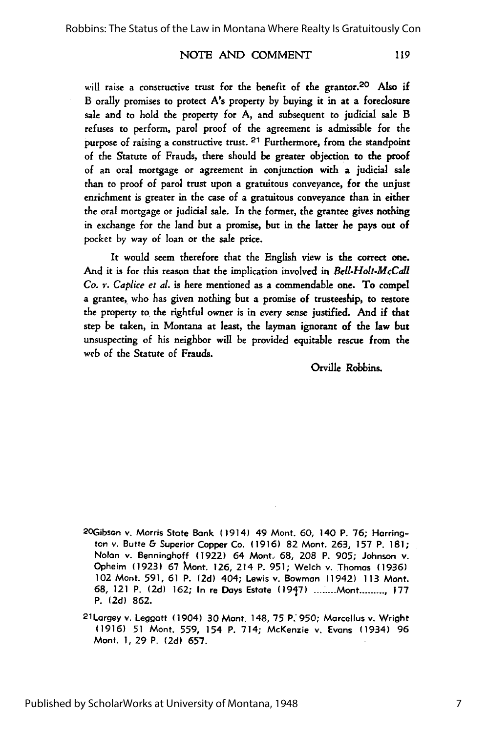will raise a constructive trust for the benefit of the grantor.[20] Also if B orally promises to protect A's property by buying it in at a foreclosure sale and to hold the property for A, and subsequent to judicial sale B refuses to perform, parol proof of the agreement is admissible for the purpose of raising a constructive trust.[21] Furthermore, from the standpoint of the Statute of Frauds, there should be greater objection to the proof of an oral mortgage or agreement in conjunction with a judicial sale than to proof of parol trust upon a gratuitous conveyance, for the unjust enrichment is greater in the case of a gratuitous conveyance than in either the oral mortgage or judicial sale. In the former, the grantee gives nothing in exchange for the land but a promise, but in the latter he pays out of pocket by way of loan or the sale price.

It would seem therefore that the English view is the correct one. And it is for this reason that the implication involved in *Bell-Holt-McCall Co. v. Caplice et al.* is here mentioned as a commendable one. To compel a grantee, who has given nothing but a promise of trusteeship, to restore the property to the rightful owner is in every sense justified. And if that step be taken, in Montana at least, the layman ignorant of the law but unsuspecting of his neighbor will be provided equitable rescue from the web of the Statute of Frauds.

Orville Robbins.

[20] Gibson v. Morris State Bank (1914) 49 Mont. 60, 140 P. 76; Harrington v. Butte & Superior Copper Co. (1916) 82 Mont. 263, 157 P. 181; Nolan v. Benninghoff (1922) 64 Mont. 68, 208 P. 905; Johnson v. Opheim (1923) 67 Mont. 126, 214 P. 951; Welch v. Thomas (1936) 102 Mont. 591, 61 P. (2d) 404; Lewis v. Bowman (1942) 113 Mont. 68, 121 P. (2d) 162; In re Days Estate (1947) ........Mont........., 177 P. (2d) 862.

[21] Largey v. Leggatt (1904) 30 Mont. 148, 75 P. 950; Marcellus v. Wright (1916) 51 Mont. 559, 154 P. 714; McKenzie v. Evans (1934) 96 Mont. 1, 29 P. (2d) 657.